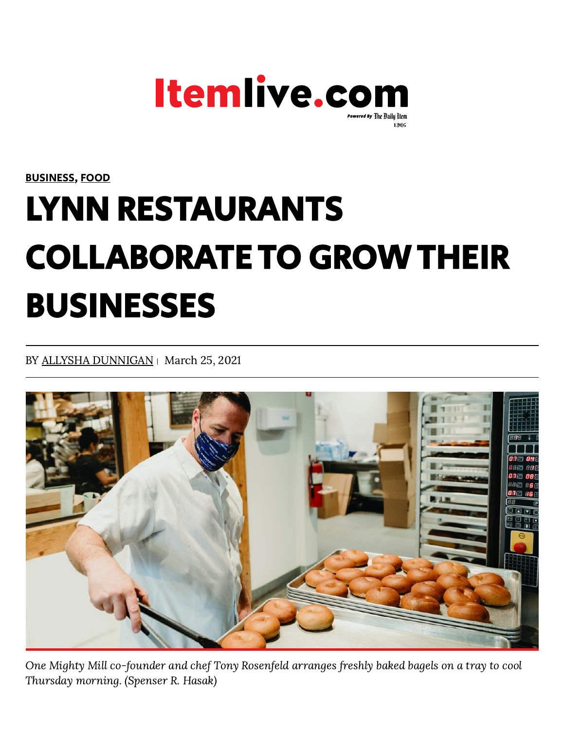Itemlive.com

Powered By The Daily Item

**BUSINESS, FOOD**

# LYNN RESTAURANTS COLLABORATE TO GROW THEIR BUSINESSES

BY ALLYSHA DUNNIGAN | March 25, 2021

*One Mighty Mill co-founder and chef Tony Rosenfeld arranges freshly baked bagels on a tray to cool Thursday morning. (Spenser R. Hasak)*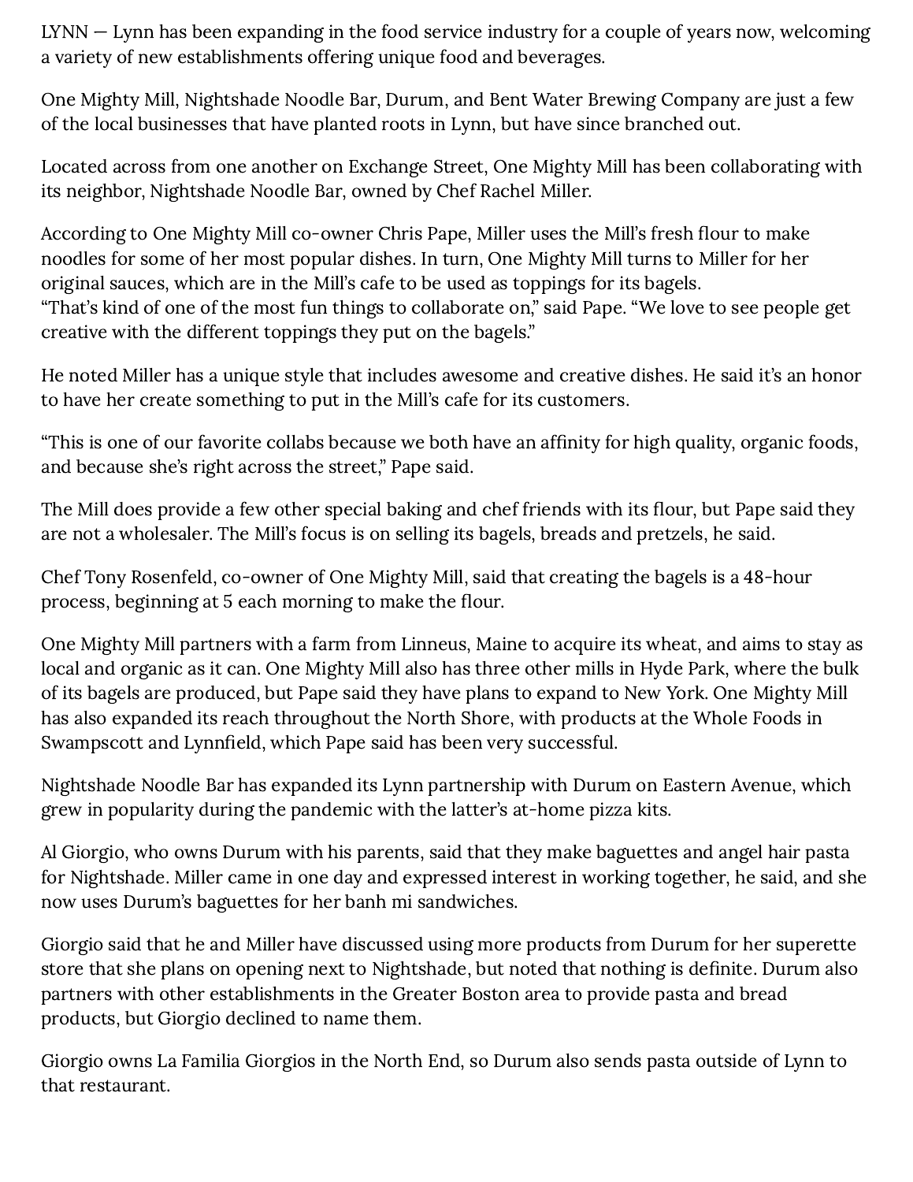LYNN — Lynn has been expanding in the food service industry for a couple of years now, welcoming a variety of new establishments offering unique food and beverages.

One Mighty Mill, Nightshade Noodle Bar, Durum, and Bent Water Brewing Company are just a few of the local businesses that have planted roots in Lynn, but have since branched out.

Located across from one another on Exchange Street, One Mighty Mill has been collaborating with its neighbor, Nightshade Noodle Bar, owned by Chef Rachel Miller.

According to One Mighty Mill co-owner Chris Pape, Miller uses the Mill's fresh flour to make noodles for some of her most popular dishes. In turn, One Mighty Mill turns to Miller for her original sauces, which are in the Mill's cafe to be used as toppings for its bagels.
"That's kind of one of the most fun things to collaborate on," said Pape. "We love to see people get creative with the different toppings they put on the bagels."

He noted Miller has a unique style that includes awesome and creative dishes. He said it's an honor to have her create something to put in the Mill's cafe for its customers.

"This is one of our favorite collabs because we both have an affinity for high quality, organic foods, and because she's right across the street," Pape said.

The Mill does provide a few other special baking and chef friends with its flour, but Pape said they are not a wholesaler. The Mill's focus is on selling its bagels, breads and pretzels, he said.

Chef Tony Rosenfeld, co-owner of One Mighty Mill, said that creating the bagels is a 48-hour process, beginning at 5 each morning to make the flour.

One Mighty Mill partners with a farm from Linneus, Maine to acquire its wheat, and aims to stay as local and organic as it can. One Mighty Mill also has three other mills in Hyde Park, where the bulk of its bagels are produced, but Pape said they have plans to expand to New York. One Mighty Mill has also expanded its reach throughout the North Shore, with products at the Whole Foods in Swampscott and Lynnfield, which Pape said has been very successful.

Nightshade Noodle Bar has expanded its Lynn partnership with Durum on Eastern Avenue, which grew in popularity during the pandemic with the latter's at-home pizza kits.

Al Giorgio, who owns Durum with his parents, said that they make baguettes and angel hair pasta for Nightshade. Miller came in one day and expressed interest in working together, he said, and she now uses Durum's baguettes for her banh mi sandwiches.

Giorgio said that he and Miller have discussed using more products from Durum for her superette store that she plans on opening next to Nightshade, but noted that nothing is definite. Durum also partners with other establishments in the Greater Boston area to provide pasta and bread products, but Giorgio declined to name them.

Giorgio owns La Familia Giorgios in the North End, so Durum also sends pasta outside of Lynn to that restaurant.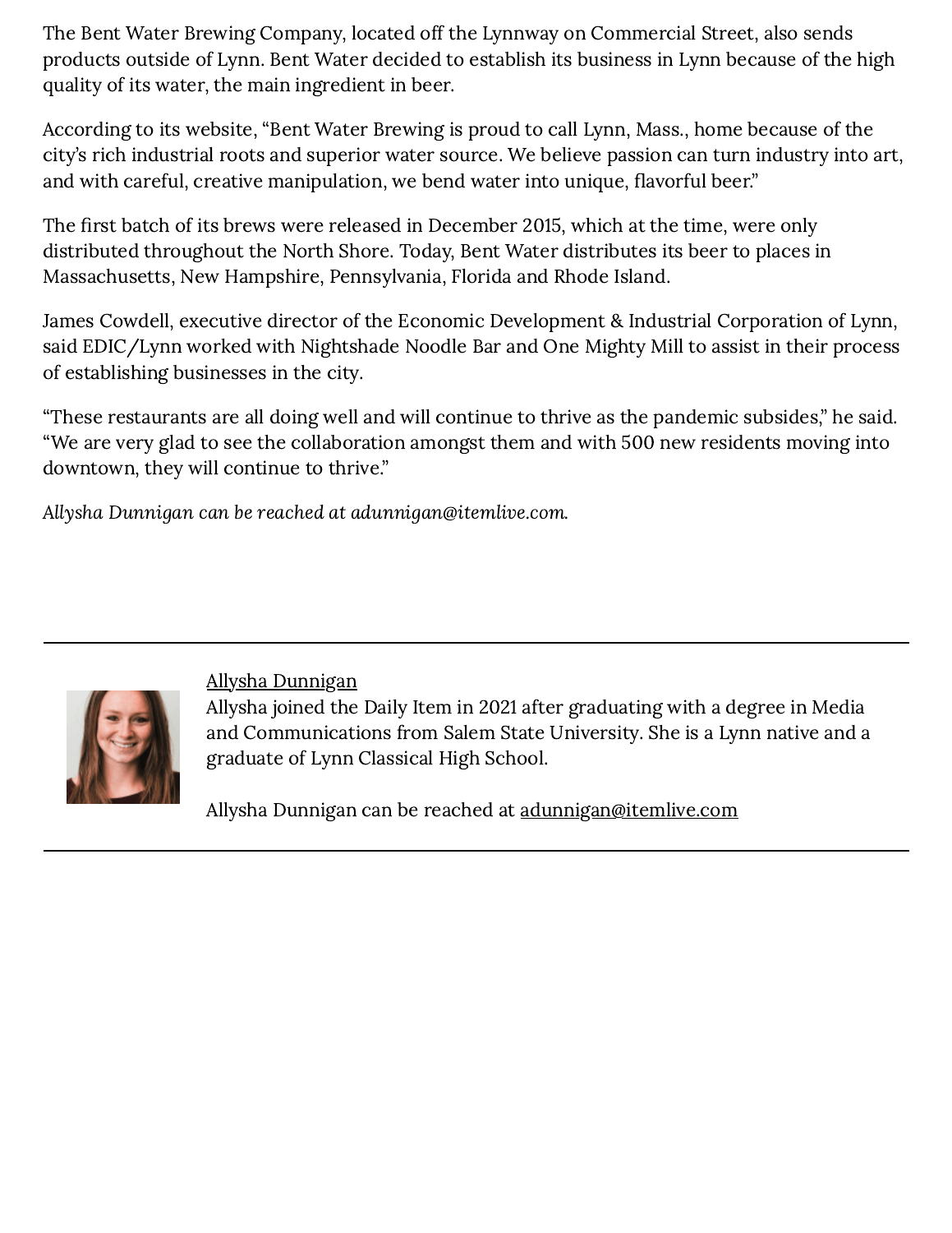The Bent Water Brewing Company, located off the Lynnway on Commercial Street, also sends products outside of Lynn. Bent Water decided to establish its business in Lynn because of the high quality of its water, the main ingredient in beer.

According to its website, "Bent Water Brewing is proud to call Lynn, Mass., home because of the city's rich industrial roots and superior water source. We believe passion can turn industry into art, and with careful, creative manipulation, we bend water into unique, flavorful beer."

The first batch of its brews were released in December 2015, which at the time, were only distributed throughout the North Shore. Today, Bent Water distributes its beer to places in Massachusetts, New Hampshire, Pennsylvania, Florida and Rhode Island.

James Cowdell, executive director of the Economic Development & Industrial Corporation of Lynn, said EDIC/Lynn worked with Nightshade Noodle Bar and One Mighty Mill to assist in their process of establishing businesses in the city.

"These restaurants are all doing well and will continue to thrive as the pandemic subsides," he said. "We are very glad to see the collaboration amongst them and with 500 new residents moving into downtown, they will continue to thrive."

*Allysha Dunnigan can be reached at adunnigan@itemlive.com.*

---

Allysha Dunnigan

Allysha joined the Daily Item in 2021 after graduating with a degree in Media and Communications from Salem State University. She is a Lynn native and a graduate of Lynn Classical High School.

Allysha Dunnigan can be reached at adunnigan@itemlive.com

---